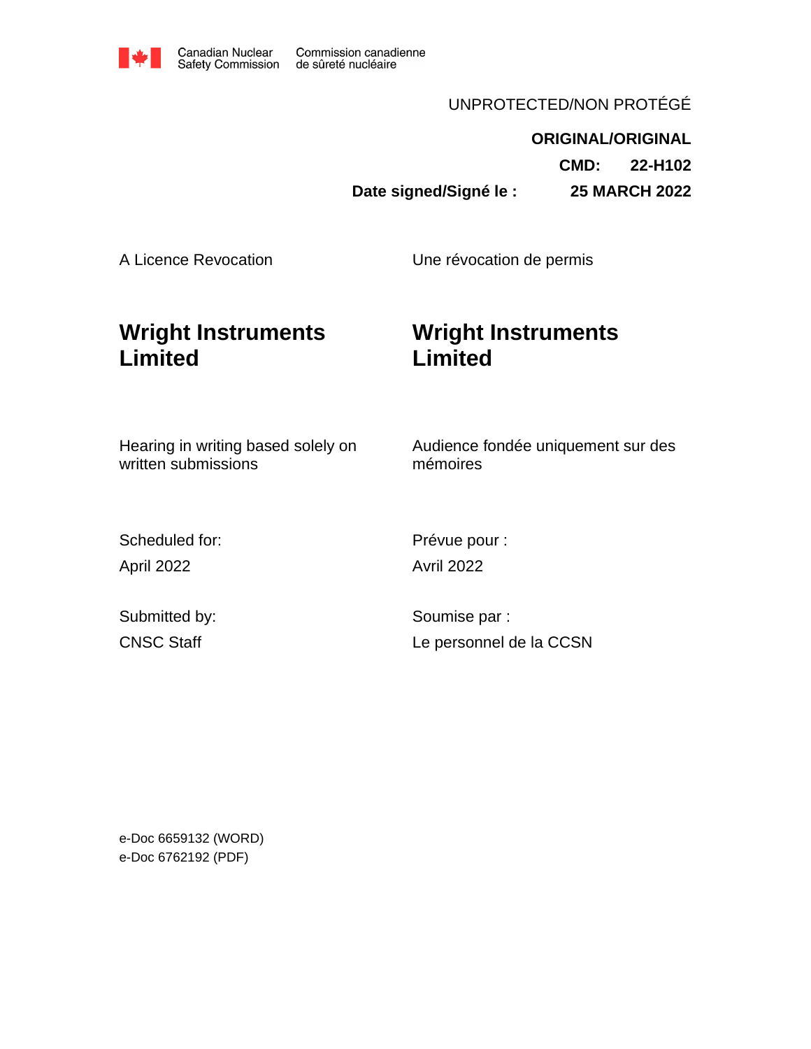Canadian Nuclear Safety Commission | Commission canadienne de sûreté nucléaire

UNPROTECTED/NON PROTÉGÉ

**ORIGINAL/ORIGINAL**

**CMD: 22-H102**

**Date signed/Signé le : 25 MARCH 2022**

| | |
|---|---|
| A Licence Revocation | Une révocation de permis |
| **Wright Instruments Limited** | **Wright Instruments Limited** |
| Hearing in writing based solely on written submissions | Audience fondée uniquement sur des mémoires |
| Scheduled for: April 2022 | Prévue pour : Avril 2022 |
| Submitted by: CNSC Staff | Soumise par : Le personnel de la CCSN |

e-Doc 6659132 (WORD)
e-Doc 6762192 (PDF)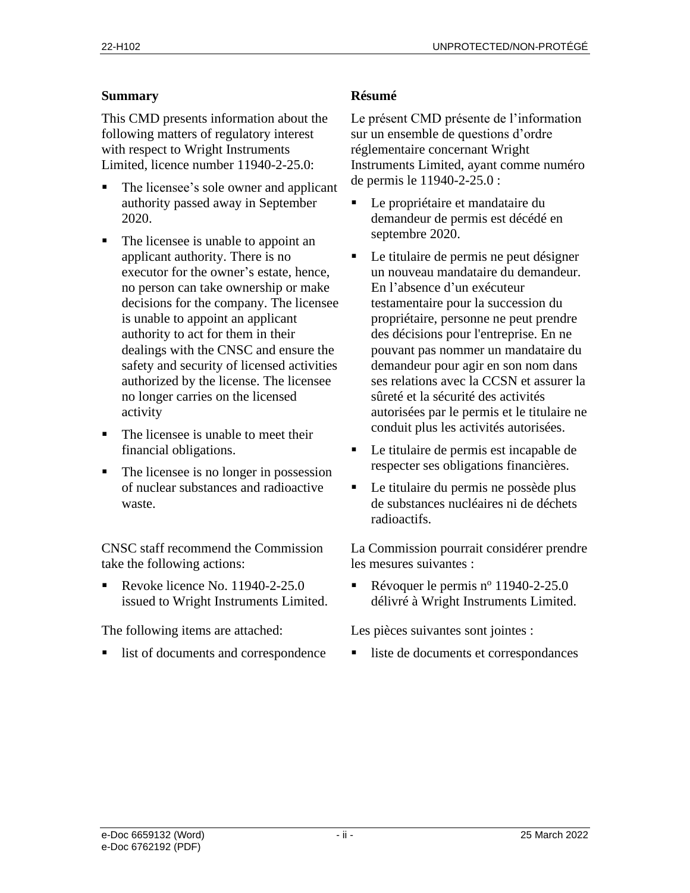## Summary

This CMD presents information about the following matters of regulatory interest with respect to Wright Instruments Limited, licence number 11940-2-25.0:

- The licensee's sole owner and applicant authority passed away in September 2020.
- The licensee is unable to appoint an applicant authority. There is no executor for the owner's estate, hence, no person can take ownership or make decisions for the company. The licensee is unable to appoint an applicant authority to act for them in their dealings with the CNSC and ensure the safety and security of licensed activities authorized by the license. The licensee no longer carries on the licensed activity
- The licensee is unable to meet their financial obligations.
- The licensee is no longer in possession of nuclear substances and radioactive waste.

CNSC staff recommend the Commission take the following actions:

- Revoke licence No. 11940-2-25.0 issued to Wright Instruments Limited.

The following items are attached:

- list of documents and correspondence

## Résumé

Le présent CMD présente de l'information sur un ensemble de questions d'ordre réglementaire concernant Wright Instruments Limited, ayant comme numéro de permis le 11940-2-25.0 :

- Le propriétaire et mandataire du demandeur de permis est décédé en septembre 2020.
- Le titulaire de permis ne peut désigner un nouveau mandataire du demandeur. En l'absence d'un exécuteur testamentaire pour la succession du propriétaire, personne ne peut prendre des décisions pour l'entreprise. En ne pouvant pas nommer un mandataire du demandeur pour agir en son nom dans ses relations avec la CCSN et assurer la sûreté et la sécurité des activités autorisées par le permis et le titulaire ne conduit plus les activités autorisées.
- Le titulaire de permis est incapable de respecter ses obligations financières.
- Le titulaire du permis ne possède plus de substances nucléaires ni de déchets radioactifs.

La Commission pourrait considérer prendre les mesures suivantes :

- Révoquer le permis n° 11940-2-25.0 délivré à Wright Instruments Limited.

Les pièces suivantes sont jointes :

- liste de documents et correspondances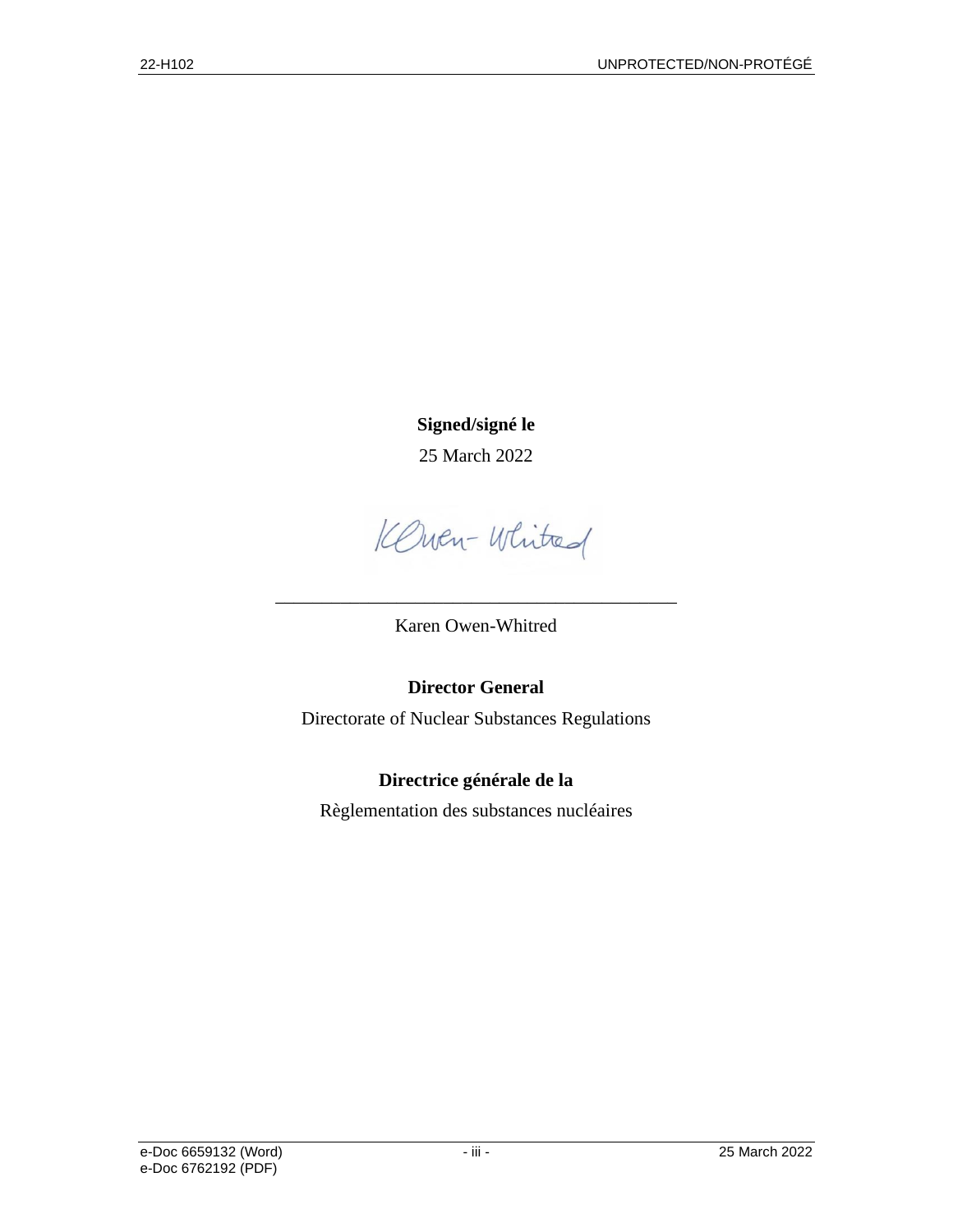**Signed/signé le**

25 March 2022

Karen Owen-Whitred

**Director General**

Directorate of Nuclear Substances Regulations

**Directrice générale de la**

Règlementation des substances nucléaires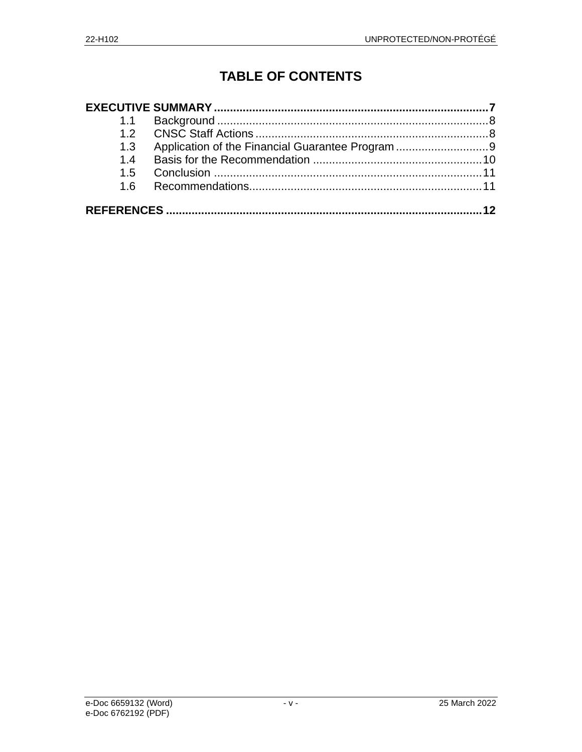# TABLE OF CONTENTS

**EXECUTIVE SUMMARY** .................................................................................... **7**

1.1 Background .................................................................................... 8
1.2 CNSC Staff Actions ........................................................................ 8
1.3 Application of the Financial Guarantee Program ............................. 9
1.4 Basis for the Recommendation ..................................................... 10
1.5 Conclusion .................................................................................... 11
1.6 Recommendations......................................................................... 11

**REFERENCES** ................................................................................................ **12**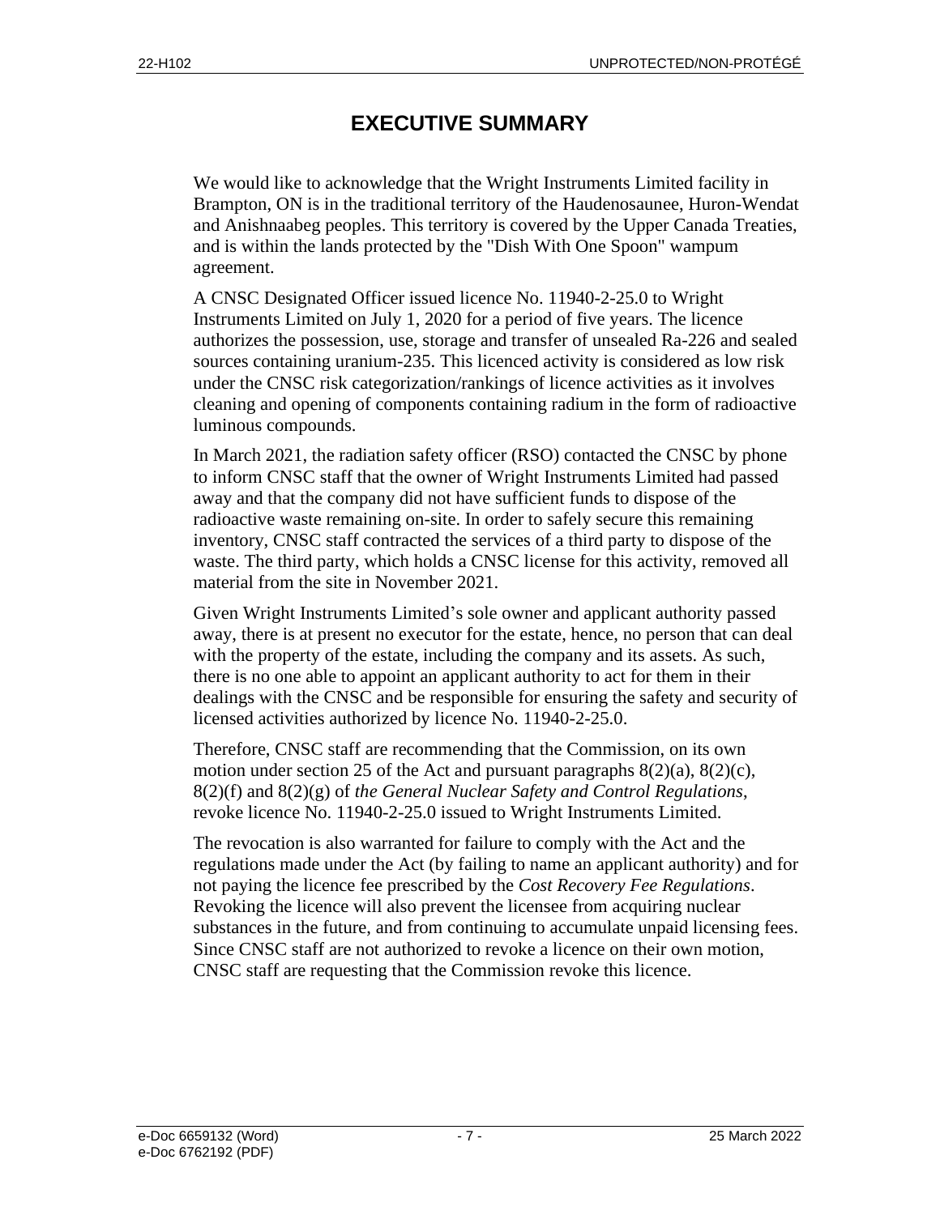# EXECUTIVE SUMMARY

We would like to acknowledge that the Wright Instruments Limited facility in Brampton, ON is in the traditional territory of the Haudenosaunee, Huron-Wendat and Anishnaabeg peoples. This territory is covered by the Upper Canada Treaties, and is within the lands protected by the "Dish With One Spoon" wampum agreement.

A CNSC Designated Officer issued licence No. 11940-2-25.0 to Wright Instruments Limited on July 1, 2020 for a period of five years. The licence authorizes the possession, use, storage and transfer of unsealed Ra-226 and sealed sources containing uranium-235. This licenced activity is considered as low risk under the CNSC risk categorization/rankings of licence activities as it involves cleaning and opening of components containing radium in the form of radioactive luminous compounds.

In March 2021, the radiation safety officer (RSO) contacted the CNSC by phone to inform CNSC staff that the owner of Wright Instruments Limited had passed away and that the company did not have sufficient funds to dispose of the radioactive waste remaining on-site. In order to safely secure this remaining inventory, CNSC staff contracted the services of a third party to dispose of the waste. The third party, which holds a CNSC license for this activity, removed all material from the site in November 2021.

Given Wright Instruments Limited's sole owner and applicant authority passed away, there is at present no executor for the estate, hence, no person that can deal with the property of the estate, including the company and its assets. As such, there is no one able to appoint an applicant authority to act for them in their dealings with the CNSC and be responsible for ensuring the safety and security of licensed activities authorized by licence No. 11940-2-25.0.

Therefore, CNSC staff are recommending that the Commission, on its own motion under section 25 of the Act and pursuant paragraphs 8(2)(a), 8(2)(c), 8(2)(f) and 8(2)(g) of *the General Nuclear Safety and Control Regulations*, revoke licence No. 11940-2-25.0 issued to Wright Instruments Limited.

The revocation is also warranted for failure to comply with the Act and the regulations made under the Act (by failing to name an applicant authority) and for not paying the licence fee prescribed by the *Cost Recovery Fee Regulations*. Revoking the licence will also prevent the licensee from acquiring nuclear substances in the future, and from continuing to accumulate unpaid licensing fees. Since CNSC staff are not authorized to revoke a licence on their own motion, CNSC staff are requesting that the Commission revoke this licence.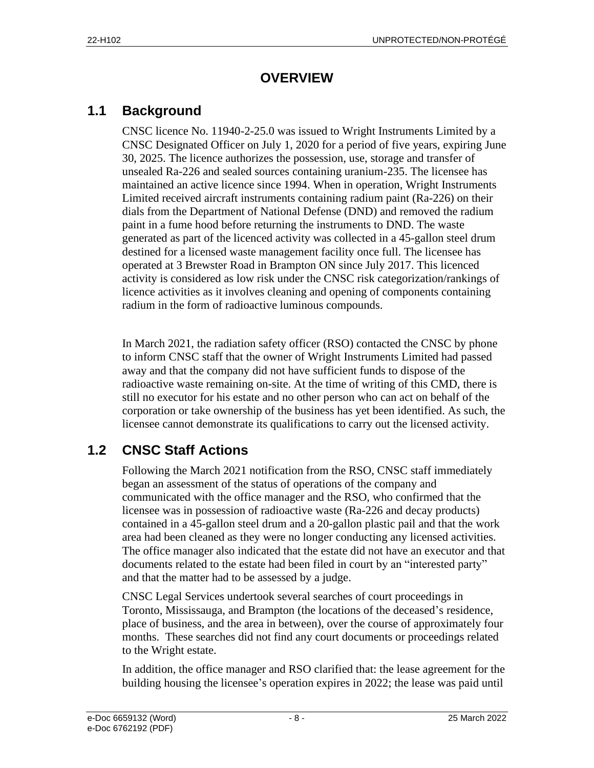# OVERVIEW

## 1.1 Background

CNSC licence No. 11940-2-25.0 was issued to Wright Instruments Limited by a CNSC Designated Officer on July 1, 2020 for a period of five years, expiring June 30, 2025. The licence authorizes the possession, use, storage and transfer of unsealed Ra-226 and sealed sources containing uranium-235. The licensee has maintained an active licence since 1994. When in operation, Wright Instruments Limited received aircraft instruments containing radium paint (Ra-226) on their dials from the Department of National Defense (DND) and removed the radium paint in a fume hood before returning the instruments to DND. The waste generated as part of the licenced activity was collected in a 45-gallon steel drum destined for a licensed waste management facility once full. The licensee has operated at 3 Brewster Road in Brampton ON since July 2017. This licenced activity is considered as low risk under the CNSC risk categorization/rankings of licence activities as it involves cleaning and opening of components containing radium in the form of radioactive luminous compounds.

In March 2021, the radiation safety officer (RSO) contacted the CNSC by phone to inform CNSC staff that the owner of Wright Instruments Limited had passed away and that the company did not have sufficient funds to dispose of the radioactive waste remaining on-site. At the time of writing of this CMD, there is still no executor for his estate and no other person who can act on behalf of the corporation or take ownership of the business has yet been identified. As such, the licensee cannot demonstrate its qualifications to carry out the licensed activity.

## 1.2 CNSC Staff Actions

Following the March 2021 notification from the RSO, CNSC staff immediately began an assessment of the status of operations of the company and communicated with the office manager and the RSO, who confirmed that the licensee was in possession of radioactive waste (Ra-226 and decay products) contained in a 45-gallon steel drum and a 20-gallon plastic pail and that the work area had been cleaned as they were no longer conducting any licensed activities. The office manager also indicated that the estate did not have an executor and that documents related to the estate had been filed in court by an "interested party" and that the matter had to be assessed by a judge.

CNSC Legal Services undertook several searches of court proceedings in Toronto, Mississauga, and Brampton (the locations of the deceased's residence, place of business, and the area in between), over the course of approximately four months. These searches did not find any court documents or proceedings related to the Wright estate.

In addition, the office manager and RSO clarified that: the lease agreement for the building housing the licensee's operation expires in 2022; the lease was paid until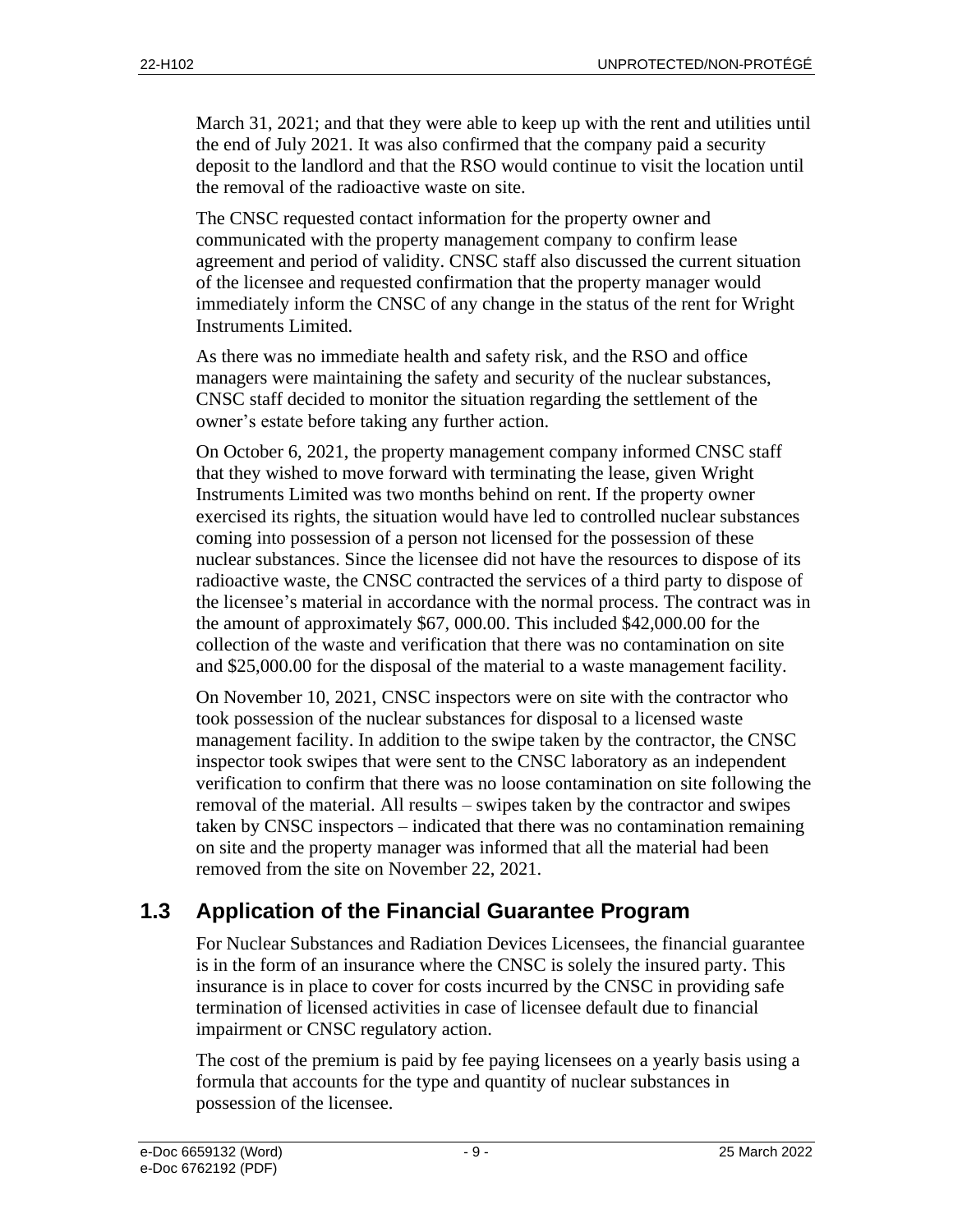March 31, 2021; and that they were able to keep up with the rent and utilities until the end of July 2021. It was also confirmed that the company paid a security deposit to the landlord and that the RSO would continue to visit the location until the removal of the radioactive waste on site.

The CNSC requested contact information for the property owner and communicated with the property management company to confirm lease agreement and period of validity. CNSC staff also discussed the current situation of the licensee and requested confirmation that the property manager would immediately inform the CNSC of any change in the status of the rent for Wright Instruments Limited.

As there was no immediate health and safety risk, and the RSO and office managers were maintaining the safety and security of the nuclear substances, CNSC staff decided to monitor the situation regarding the settlement of the owner's estate before taking any further action.

On October 6, 2021, the property management company informed CNSC staff that they wished to move forward with terminating the lease, given Wright Instruments Limited was two months behind on rent. If the property owner exercised its rights, the situation would have led to controlled nuclear substances coming into possession of a person not licensed for the possession of these nuclear substances. Since the licensee did not have the resources to dispose of its radioactive waste, the CNSC contracted the services of a third party to dispose of the licensee's material in accordance with the normal process. The contract was in the amount of approximately $67, 000.00. This included $42,000.00 for the collection of the waste and verification that there was no contamination on site and $25,000.00 for the disposal of the material to a waste management facility.

On November 10, 2021, CNSC inspectors were on site with the contractor who took possession of the nuclear substances for disposal to a licensed waste management facility. In addition to the swipe taken by the contractor, the CNSC inspector took swipes that were sent to the CNSC laboratory as an independent verification to confirm that there was no loose contamination on site following the removal of the material. All results – swipes taken by the contractor and swipes taken by CNSC inspectors – indicated that there was no contamination remaining on site and the property manager was informed that all the material had been removed from the site on November 22, 2021.

## 1.3 Application of the Financial Guarantee Program

For Nuclear Substances and Radiation Devices Licensees, the financial guarantee is in the form of an insurance where the CNSC is solely the insured party. This insurance is in place to cover for costs incurred by the CNSC in providing safe termination of licensed activities in case of licensee default due to financial impairment or CNSC regulatory action.

The cost of the premium is paid by fee paying licensees on a yearly basis using a formula that accounts for the type and quantity of nuclear substances in possession of the licensee.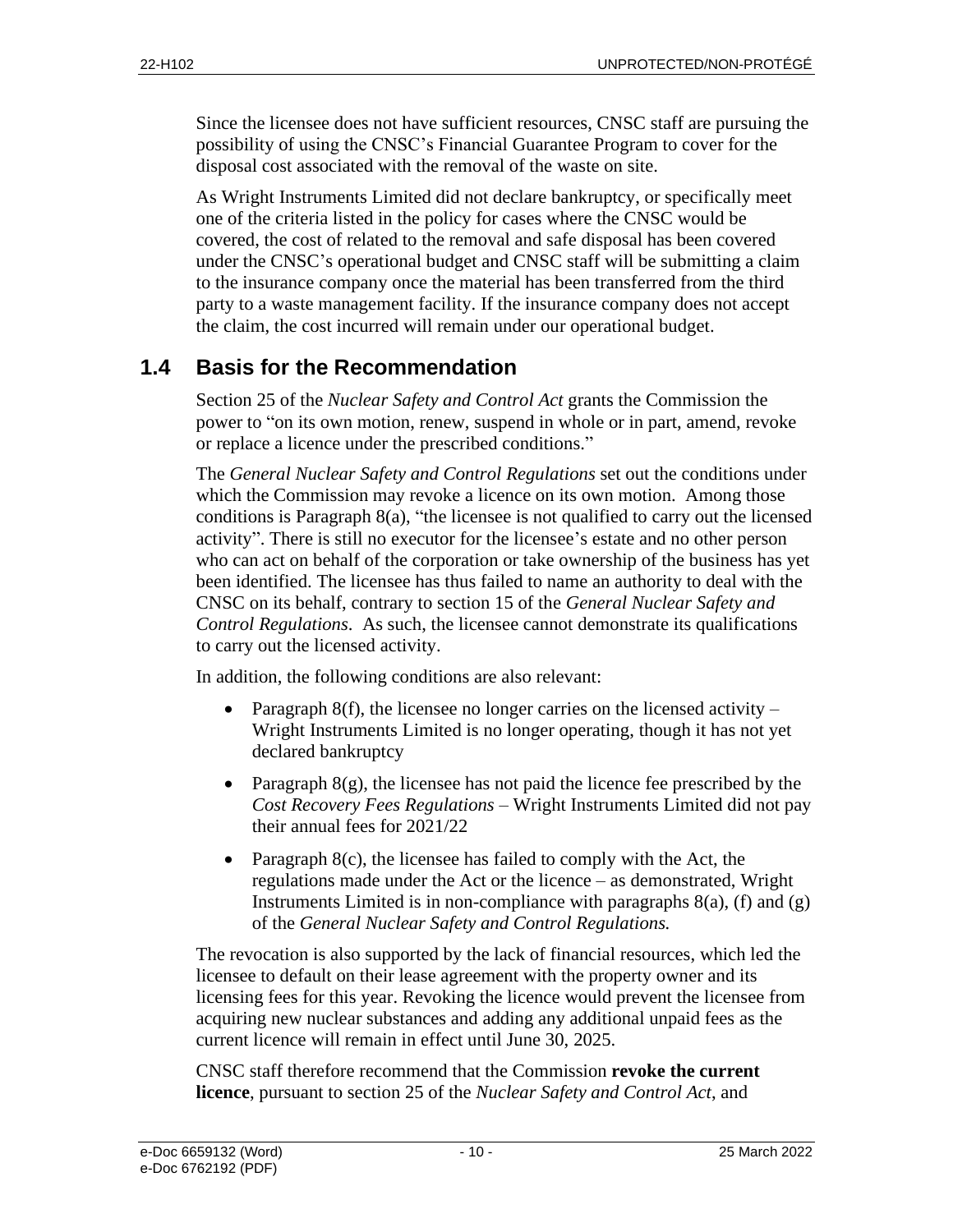Since the licensee does not have sufficient resources, CNSC staff are pursuing the possibility of using the CNSC's Financial Guarantee Program to cover for the disposal cost associated with the removal of the waste on site.

As Wright Instruments Limited did not declare bankruptcy, or specifically meet one of the criteria listed in the policy for cases where the CNSC would be covered, the cost of related to the removal and safe disposal has been covered under the CNSC's operational budget and CNSC staff will be submitting a claim to the insurance company once the material has been transferred from the third party to a waste management facility. If the insurance company does not accept the claim, the cost incurred will remain under our operational budget.

## 1.4 Basis for the Recommendation

Section 25 of the *Nuclear Safety and Control Act* grants the Commission the power to "on its own motion, renew, suspend in whole or in part, amend, revoke or replace a licence under the prescribed conditions."

The *General Nuclear Safety and Control Regulations* set out the conditions under which the Commission may revoke a licence on its own motion. Among those conditions is Paragraph 8(a), "the licensee is not qualified to carry out the licensed activity". There is still no executor for the licensee's estate and no other person who can act on behalf of the corporation or take ownership of the business has yet been identified. The licensee has thus failed to name an authority to deal with the CNSC on its behalf, contrary to section 15 of the *General Nuclear Safety and Control Regulations*. As such, the licensee cannot demonstrate its qualifications to carry out the licensed activity.

In addition, the following conditions are also relevant:

- Paragraph 8(f), the licensee no longer carries on the licensed activity – Wright Instruments Limited is no longer operating, though it has not yet declared bankruptcy
- Paragraph 8(g), the licensee has not paid the licence fee prescribed by the *Cost Recovery Fees Regulations* – Wright Instruments Limited did not pay their annual fees for 2021/22
- Paragraph 8(c), the licensee has failed to comply with the Act, the regulations made under the Act or the licence – as demonstrated, Wright Instruments Limited is in non-compliance with paragraphs 8(a), (f) and (g) of the *General Nuclear Safety and Control Regulations.*

The revocation is also supported by the lack of financial resources, which led the licensee to default on their lease agreement with the property owner and its licensing fees for this year. Revoking the licence would prevent the licensee from acquiring new nuclear substances and adding any additional unpaid fees as the current licence will remain in effect until June 30, 2025.

CNSC staff therefore recommend that the Commission **revoke the current licence**, pursuant to section 25 of the *Nuclear Safety and Control Act*, and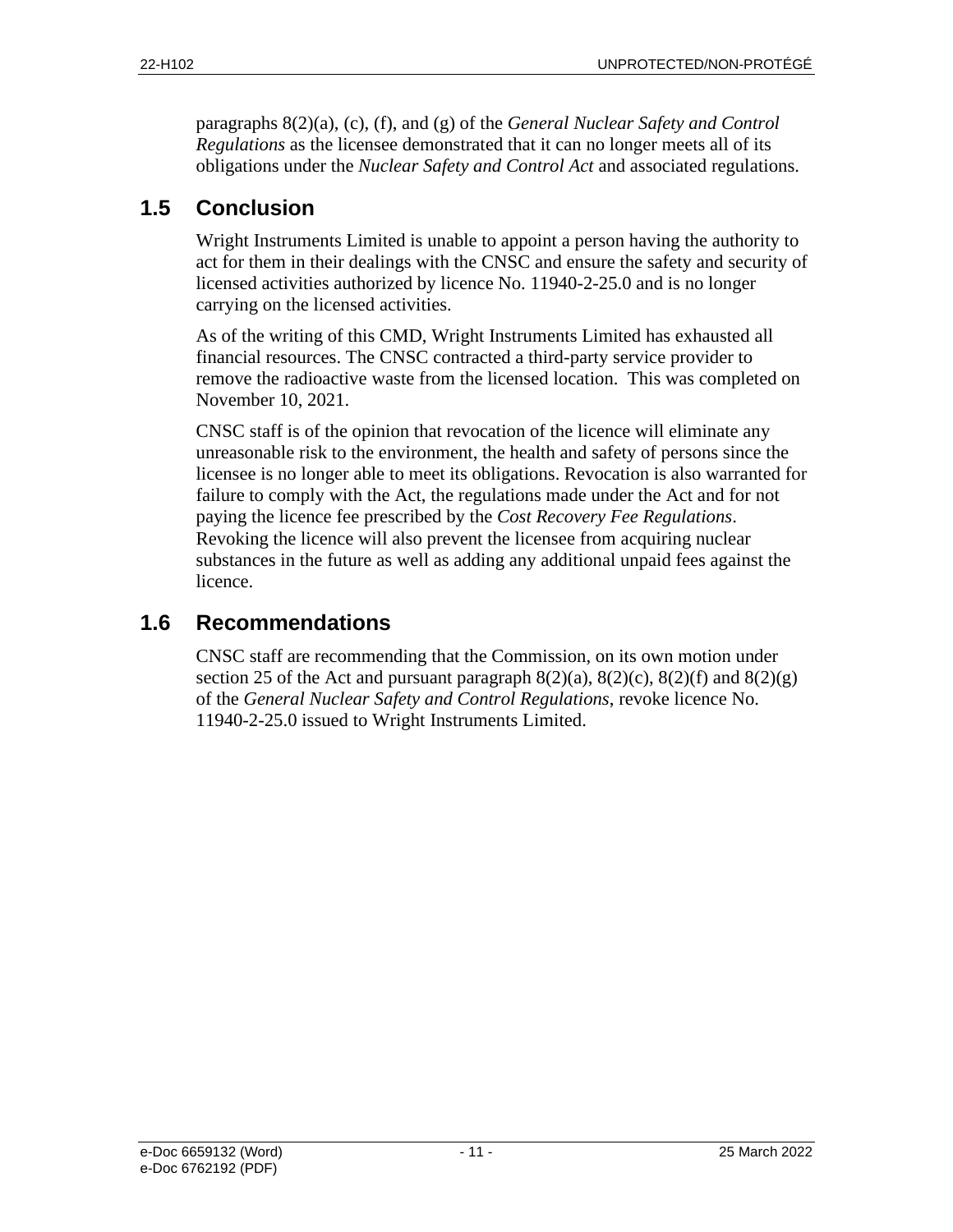paragraphs 8(2)(a), (c), (f), and (g) of the *General Nuclear Safety and Control Regulations* as the licensee demonstrated that it can no longer meets all of its obligations under the *Nuclear Safety and Control Act* and associated regulations.

## 1.5 Conclusion

Wright Instruments Limited is unable to appoint a person having the authority to act for them in their dealings with the CNSC and ensure the safety and security of licensed activities authorized by licence No. 11940-2-25.0 and is no longer carrying on the licensed activities.

As of the writing of this CMD, Wright Instruments Limited has exhausted all financial resources. The CNSC contracted a third-party service provider to remove the radioactive waste from the licensed location. This was completed on November 10, 2021.

CNSC staff is of the opinion that revocation of the licence will eliminate any unreasonable risk to the environment, the health and safety of persons since the licensee is no longer able to meet its obligations. Revocation is also warranted for failure to comply with the Act, the regulations made under the Act and for not paying the licence fee prescribed by the *Cost Recovery Fee Regulations*. Revoking the licence will also prevent the licensee from acquiring nuclear substances in the future as well as adding any additional unpaid fees against the licence.

## 1.6 Recommendations

CNSC staff are recommending that the Commission, on its own motion under section 25 of the Act and pursuant paragraph 8(2)(a), 8(2)(c), 8(2)(f) and 8(2)(g) of the *General Nuclear Safety and Control Regulations*, revoke licence No. 11940-2-25.0 issued to Wright Instruments Limited.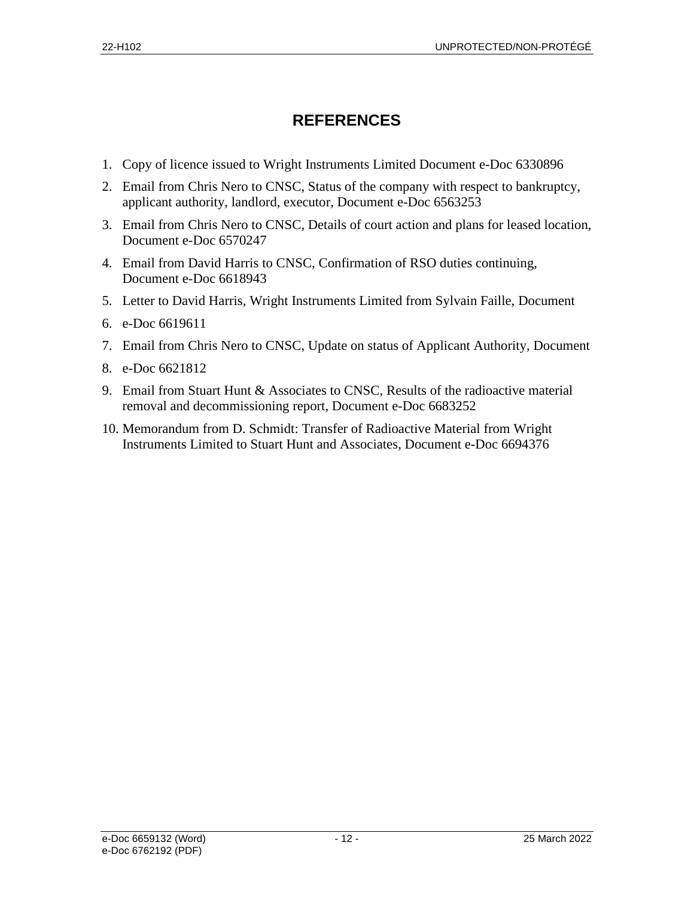# REFERENCES

1. Copy of licence issued to Wright Instruments Limited Document e-Doc 6330896
2. Email from Chris Nero to CNSC, Status of the company with respect to bankruptcy, applicant authority, landlord, executor, Document e-Doc 6563253
3. Email from Chris Nero to CNSC, Details of court action and plans for leased location, Document e-Doc 6570247
4. Email from David Harris to CNSC, Confirmation of RSO duties continuing, Document e-Doc 6618943
5. Letter to David Harris, Wright Instruments Limited from Sylvain Faille, Document
6. e-Doc 6619611
7. Email from Chris Nero to CNSC, Update on status of Applicant Authority, Document
8. e-Doc 6621812
9. Email from Stuart Hunt & Associates to CNSC, Results of the radioactive material removal and decommissioning report, Document e-Doc 6683252
10. Memorandum from D. Schmidt: Transfer of Radioactive Material from Wright Instruments Limited to Stuart Hunt and Associates, Document e-Doc 6694376